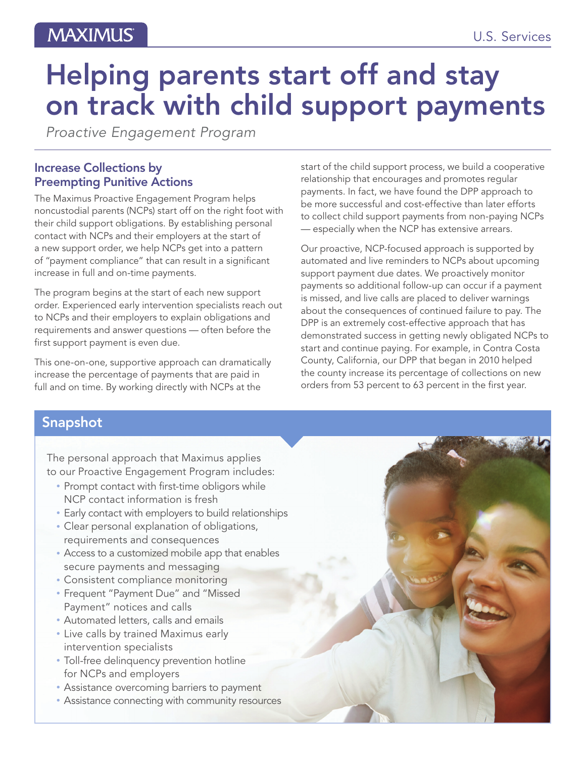# Helping parents start off and stay on track with child support payments

*Proactive Engagement Program*

## Increase Collections by Preempting Punitive Actions

The Maximus Proactive Engagement Program helps noncustodial parents (NCPs) start off on the right foot with their child support obligations. By establishing personal contact with NCPs and their employers at the start of a new support order, we help NCPs get into a pattern of "payment compliance" that can result in a significant increase in full and on-time payments.

The program begins at the start of each new support order. Experienced early intervention specialists reach out to NCPs and their employers to explain obligations and requirements and answer questions — often before the first support payment is even due.

This one-on-one, supportive approach can dramatically increase the percentage of payments that are paid in full and on time. By working directly with NCPs at the start of the child support process, we build a cooperative relationship that encourages and promotes regular payments. In fact, we have found the DPP approach to be more successful and cost-effective than later efforts to collect child support payments from non-paying NCPs — especially when the NCP has extensive arrears.

Our proactive, NCP-focused approach is supported by automated and live reminders to NCPs about upcoming support payment due dates. We proactively monitor payments so additional follow-up can occur if a payment is missed, and live calls are placed to deliver warnings about the consequences of continued failure to pay. The DPP is an extremely cost-effective approach that has demonstrated success in getting newly obligated NCPs to start and continue paying. For example, in Contra Costa County, California, our DPP that began in 2010 helped the county increase its percentage of collections on new orders from 53 percent to 63 percent in the first year.

## Snapshot

The personal approach that Maximus applies to our Proactive Engagement Program includes:

- Prompt contact with first-time obligors while NCP contact information is fresh
- Early contact with employers to build relationships
- Clear personal explanation of obligations, requirements and consequences
- Access to a customized mobile app that enables secure payments and messaging
- Consistent compliance monitoring
- Frequent "Payment Due" and "Missed Payment" notices and calls
- Automated letters, calls and emails
- Live calls by trained Maximus early intervention specialists
- Toll-free delinquency prevention hotline for NCPs and employers
- Assistance overcoming barriers to payment
- Assistance connecting with community resources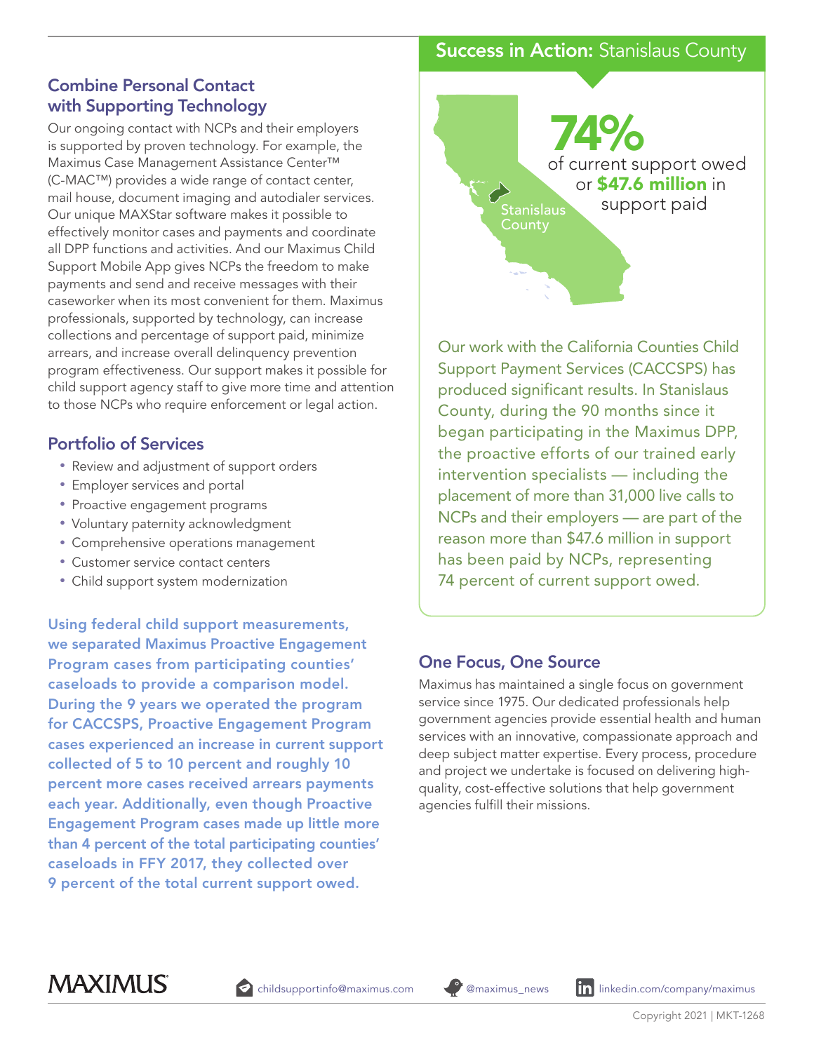## Combine Personal Contact with Supporting Technology

Our ongoing contact with NCPs and their employers is supported by proven technology. For example, the Maximus Case Management Assistance Center™ (C-MAC™) provides a wide range of contact center, mail house, document imaging and autodialer services. Our unique MAXStar software makes it possible to effectively monitor cases and payments and coordinate all DPP functions and activities. And our Maximus Child Support Mobile App gives NCPs the freedom to make payments and send and receive messages with their caseworker when its most convenient for them. Maximus professionals, supported by technology, can increase collections and percentage of support paid, minimize arrears, and increase overall delinquency prevention program effectiveness. Our support makes it possible for child support agency staff to give more time and attention to those NCPs who require enforcement or legal action.

## Portfolio of Services

- Review and adjustment of support orders
- Employer services and portal
- Proactive engagement programs
- Voluntary paternity acknowledgment
- Comprehensive operations management
- Customer service contact centers
- Child support system modernization

**Using federal child support measurements, we separated Maximus Proactive Engagement Program cases from participating counties' caseloads to provide a comparison model. During the 9 years we operated the program for CACCSPS, Proactive Engagement Program cases experienced an increase in current support collected of 5 to 10 percent and roughly 10 percent more cases received arrears payments each year. Additionally, even though Proactive Engagement Program cases made up little more than 4 percent of the total participating counties' caseloads in FFY 2017, they collected over 9 percent of the total current support owed.**

## Success in Action: Stanislaus County

Stanislaus County

**74%** of current support owed or **$47.6 million** in support paid

Our work with the California Counties Child Support Payment Services (CACCSPS) has produced significant results. In Stanislaus County, during the 90 months since it began participating in the Maximus DPP, the proactive efforts of our trained early intervention specialists — including the placement of more than 31,000 live calls to NCPs and their employers — are part of the reason more than $47.6 million in support has been paid by NCPs, representing 74 percent of current support owed.

## One Focus, One Source

Maximus has maintained a single focus on government service since 1975. Our dedicated professionals help government agencies provide essential health and human services with an innovative, compassionate approach and deep subject matter expertise. Every process, procedure and project we undertake is focused on delivering high-quality, cost-effective solutions that help government agencies fulfill their missions.

MAXIMUS

childsupportinfo@maximus.com | @maximus_news | linkedin.com/company/maximus

Copyright 2021 | MKT-1268